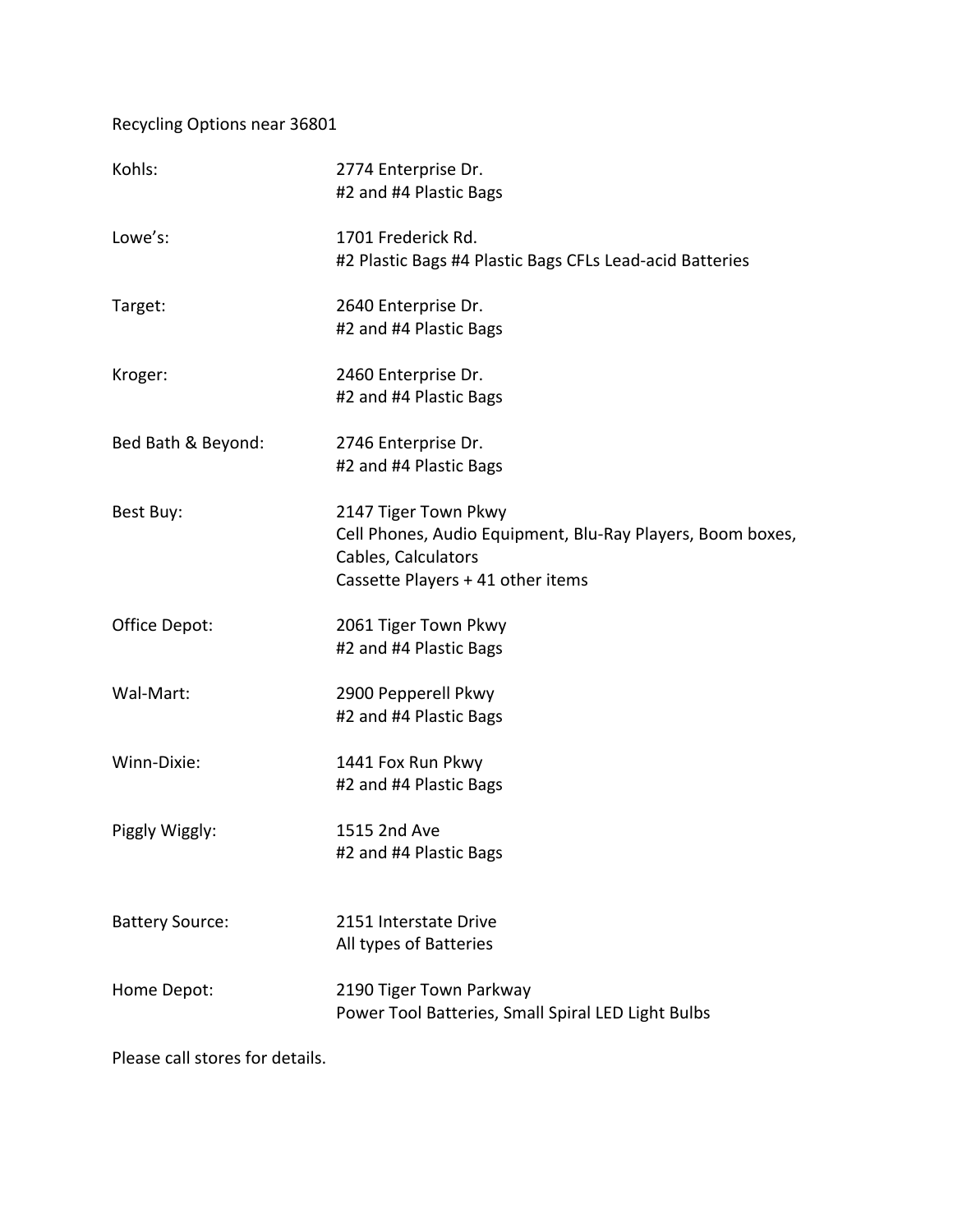Recycling Options near 36801

| | |
|---|---|
| Kohls: | 2774 Enterprise Dr.<br>#2 and #4 Plastic Bags |
| Lowe's: | 1701 Frederick Rd.<br>#2 Plastic Bags #4 Plastic Bags CFLs Lead-acid Batteries |
| Target: | 2640 Enterprise Dr.<br>#2 and #4 Plastic Bags |
| Kroger: | 2460 Enterprise Dr.<br>#2 and #4 Plastic Bags |
| Bed Bath & Beyond: | 2746 Enterprise Dr.<br>#2 and #4 Plastic Bags |
| Best Buy: | 2147 Tiger Town Pkwy<br>Cell Phones, Audio Equipment, Blu-Ray Players, Boom boxes, Cables, Calculators<br>Cassette Players + 41 other items |
| Office Depot: | 2061 Tiger Town Pkwy<br>#2 and #4 Plastic Bags |
| Wal-Mart: | 2900 Pepperell Pkwy<br>#2 and #4 Plastic Bags |
| Winn-Dixie: | 1441 Fox Run Pkwy<br>#2 and #4 Plastic Bags |
| Piggly Wiggly: | 1515 2nd Ave<br>#2 and #4 Plastic Bags |
| Battery Source: | 2151 Interstate Drive<br>All types of Batteries |
| Home Depot: | 2190 Tiger Town Parkway<br>Power Tool Batteries, Small Spiral LED Light Bulbs |

Please call stores for details.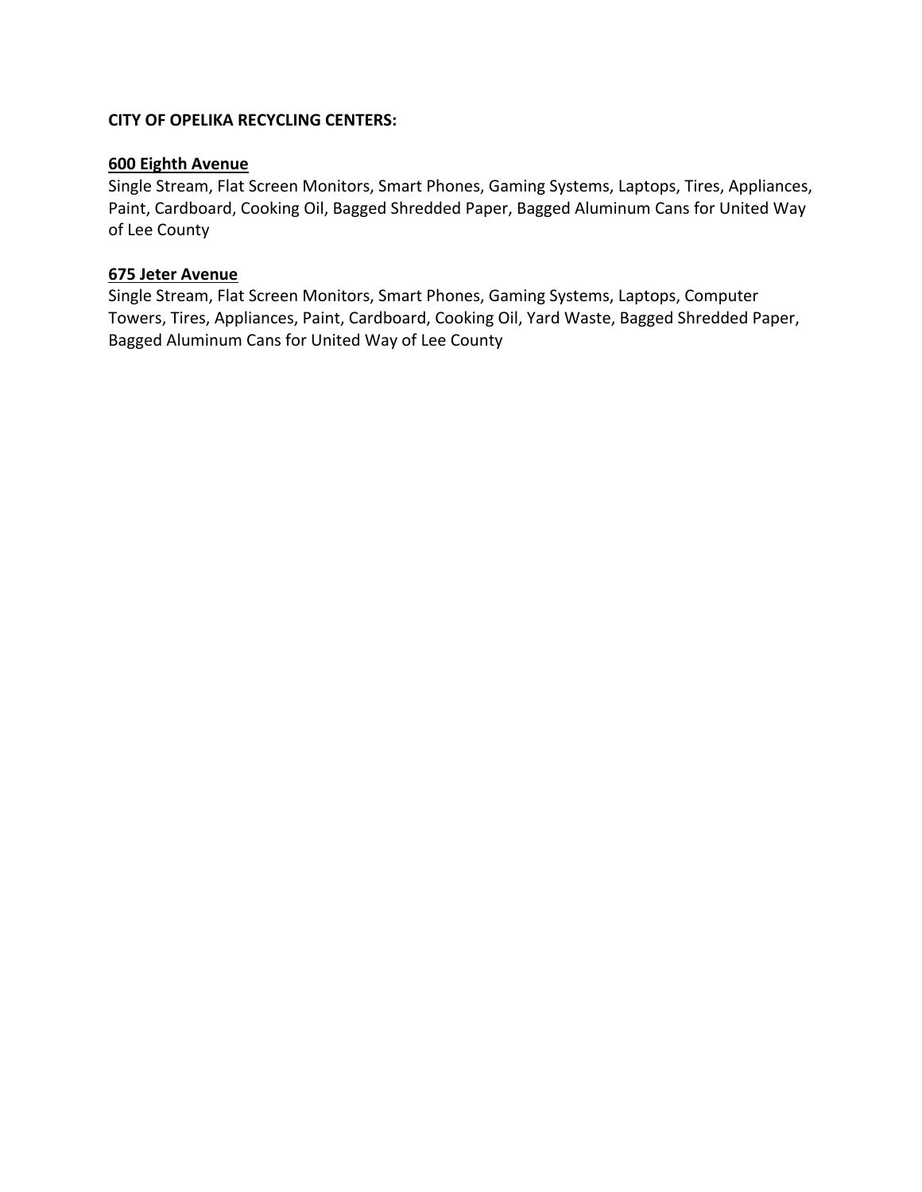**CITY OF OPELIKA RECYCLING CENTERS:**

**600 Eighth Avenue**

Single Stream, Flat Screen Monitors, Smart Phones, Gaming Systems, Laptops, Tires, Appliances, Paint, Cardboard, Cooking Oil, Bagged Shredded Paper, Bagged Aluminum Cans for United Way of Lee County

**675 Jeter Avenue**

Single Stream, Flat Screen Monitors, Smart Phones, Gaming Systems, Laptops, Computer Towers, Tires, Appliances, Paint, Cardboard, Cooking Oil, Yard Waste, Bagged Shredded Paper, Bagged Aluminum Cans for United Way of Lee County